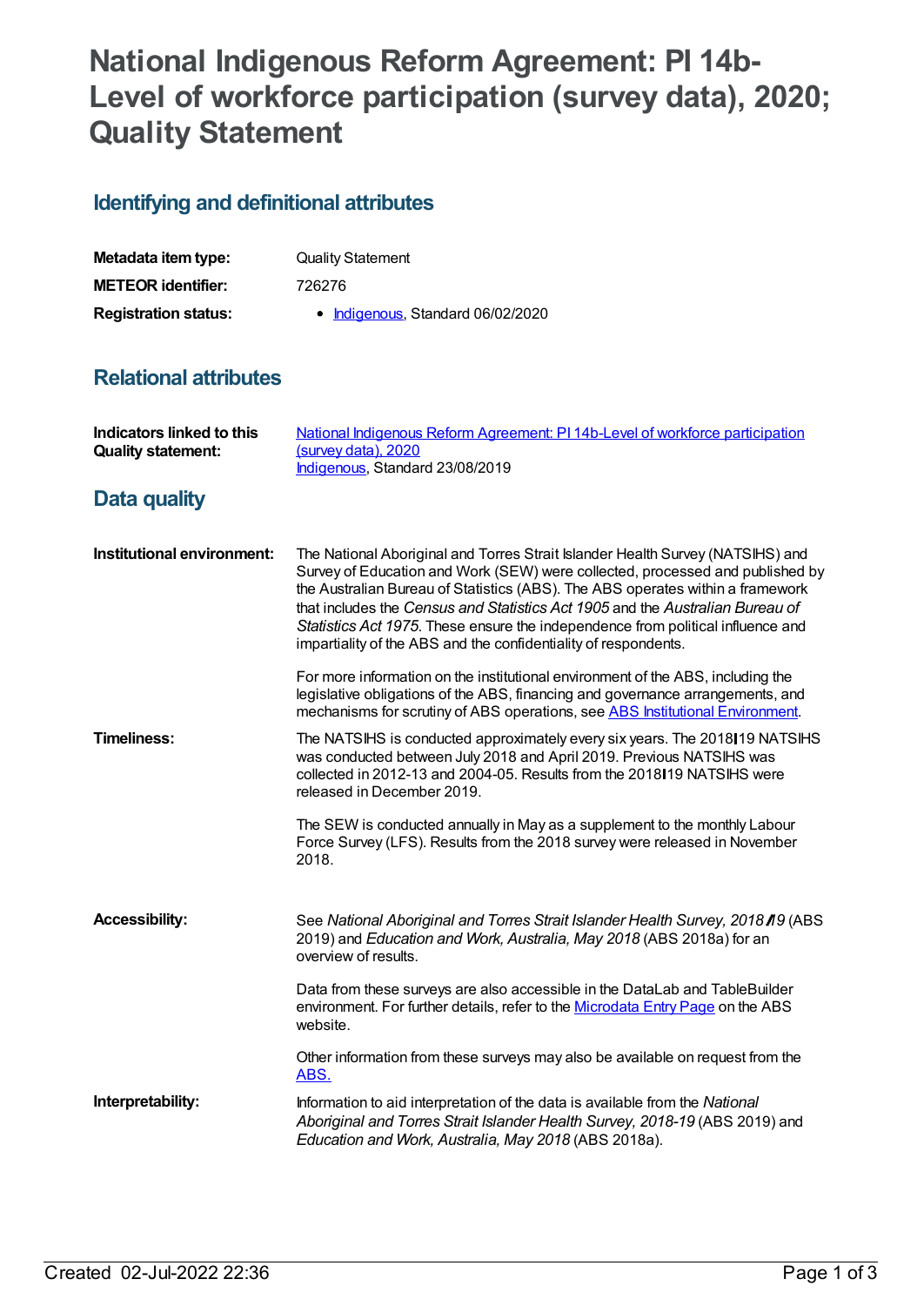# National Indigenous Reform Agreement: PI 14b-Level of workforce participation (survey data), 2020; Quality Statement

## Identifying and definitional attributes

**Metadata item type:** Quality Statement

**METEOR identifier:** 726276

**Registration status:**

- Indigenous, Standard 06/02/2020

## Relational attributes

**Indicators linked to this Quality statement:** National Indigenous Reform Agreement: PI 14b-Level of workforce participation (survey data), 2020
Indigenous, Standard 23/08/2019

## Data quality

**Institutional environment:**

The National Aboriginal and Torres Strait Islander Health Survey (NATSIHS) and Survey of Education and Work (SEW) were collected, processed and published by the Australian Bureau of Statistics (ABS). The ABS operates within a framework that includes the *Census and Statistics Act 1905* and the *Australian Bureau of Statistics Act 1975*. These ensure the independence from political influence and impartiality of the ABS and the confidentiality of respondents.

For more information on the institutional environment of the ABS, including the legislative obligations of the ABS, financing and governance arrangements, and mechanisms for scrutiny of ABS operations, see ABS Institutional Environment.

**Timeliness:**

The NATSIHS is conducted approximately every six years. The 2018–19 NATSIHS was conducted between July 2018 and April 2019. Previous NATSIHS was collected in 2012-13 and 2004-05. Results from the 2018–19 NATSIHS were released in December 2019.

The SEW is conducted annually in May as a supplement to the monthly Labour Force Survey (LFS). Results from the 2018 survey were released in November 2018.

**Accessibility:**

See *National Aboriginal and Torres Strait Islander Health Survey, 2018–19* (ABS 2019) and *Education and Work, Australia, May 2018* (ABS 2018a) for an overview of results.

Data from these surveys are also accessible in the DataLab and TableBuilder environment. For further details, refer to the Microdata Entry Page on the ABS website.

Other information from these surveys may also be available on request from the ABS.

**Interpretability:**

Information to aid interpretation of the data is available from the *National Aboriginal and Torres Strait Islander Health Survey, 2018-19* (ABS 2019) and *Education and Work, Australia, May 2018* (ABS 2018a).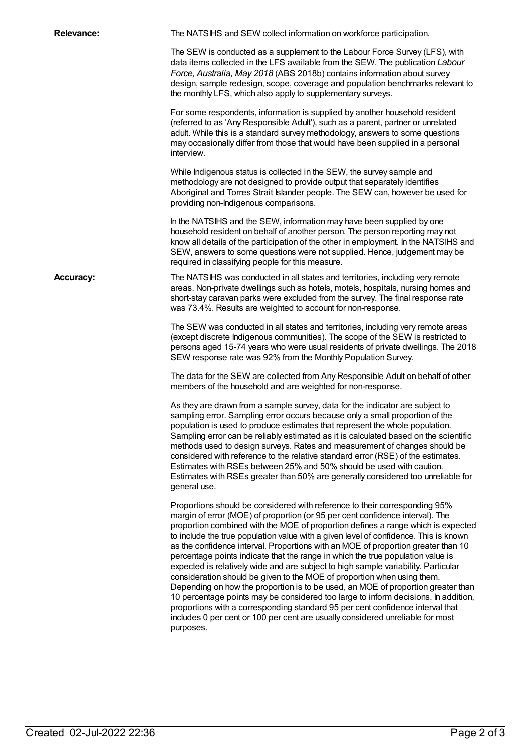**Relevance:**

The NATSIHS and SEW collect information on workforce participation.

The SEW is conducted as a supplement to the Labour Force Survey (LFS), with data items collected in the LFS available from the SEW. The publication *Labour Force, Australia, May 2018* (ABS 2018b) contains information about survey design, sample redesign, scope, coverage and population benchmarks relevant to the monthly LFS, which also apply to supplementary surveys.

For some respondents, information is supplied by another household resident (referred to as 'Any Responsible Adult'), such as a parent, partner or unrelated adult. While this is a standard survey methodology, answers to some questions may occasionally differ from those that would have been supplied in a personal interview.

While Indigenous status is collected in the SEW, the survey sample and methodology are not designed to provide output that separately identifies Aboriginal and Torres Strait Islander people. The SEW can, however be used for providing non-Indigenous comparisons.

In the NATSIHS and the SEW, information may have been supplied by one household resident on behalf of another person. The person reporting may not know all details of the participation of the other in employment. In the NATSIHS and SEW, answers to some questions were not supplied. Hence, judgement may be required in classifying people for this measure.

**Accuracy:**

The NATSIHS was conducted in all states and territories, including very remote areas. Non-private dwellings such as hotels, motels, hospitals, nursing homes and short-stay caravan parks were excluded from the survey. The final response rate was 73.4%. Results are weighted to account for non-response.

The SEW was conducted in all states and territories, including very remote areas (except discrete Indigenous communities). The scope of the SEW is restricted to persons aged 15-74 years who were usual residents of private dwellings. The 2018 SEW response rate was 92% from the Monthly Population Survey.

The data for the SEW are collected from Any Responsible Adult on behalf of other members of the household and are weighted for non-response.

As they are drawn from a sample survey, data for the indicator are subject to sampling error. Sampling error occurs because only a small proportion of the population is used to produce estimates that represent the whole population. Sampling error can be reliably estimated as it is calculated based on the scientific methods used to design surveys. Rates and measurement of changes should be considered with reference to the relative standard error (RSE) of the estimates. Estimates with RSEs between 25% and 50% should be used with caution. Estimates with RSEs greater than 50% are generally considered too unreliable for general use.

Proportions should be considered with reference to their corresponding 95% margin of error (MOE) of proportion (or 95 per cent confidence interval). The proportion combined with the MOE of proportion defines a range which is expected to include the true population value with a given level of confidence. This is known as the confidence interval. Proportions with an MOE of proportion greater than 10 percentage points indicate that the range in which the true population value is expected is relatively wide and are subject to high sample variability. Particular consideration should be given to the MOE of proportion when using them. Depending on how the proportion is to be used, an MOE of proportion greater than 10 percentage points may be considered too large to inform decisions. In addition, proportions with a corresponding standard 95 per cent confidence interval that includes 0 per cent or 100 per cent are usually considered unreliable for most purposes.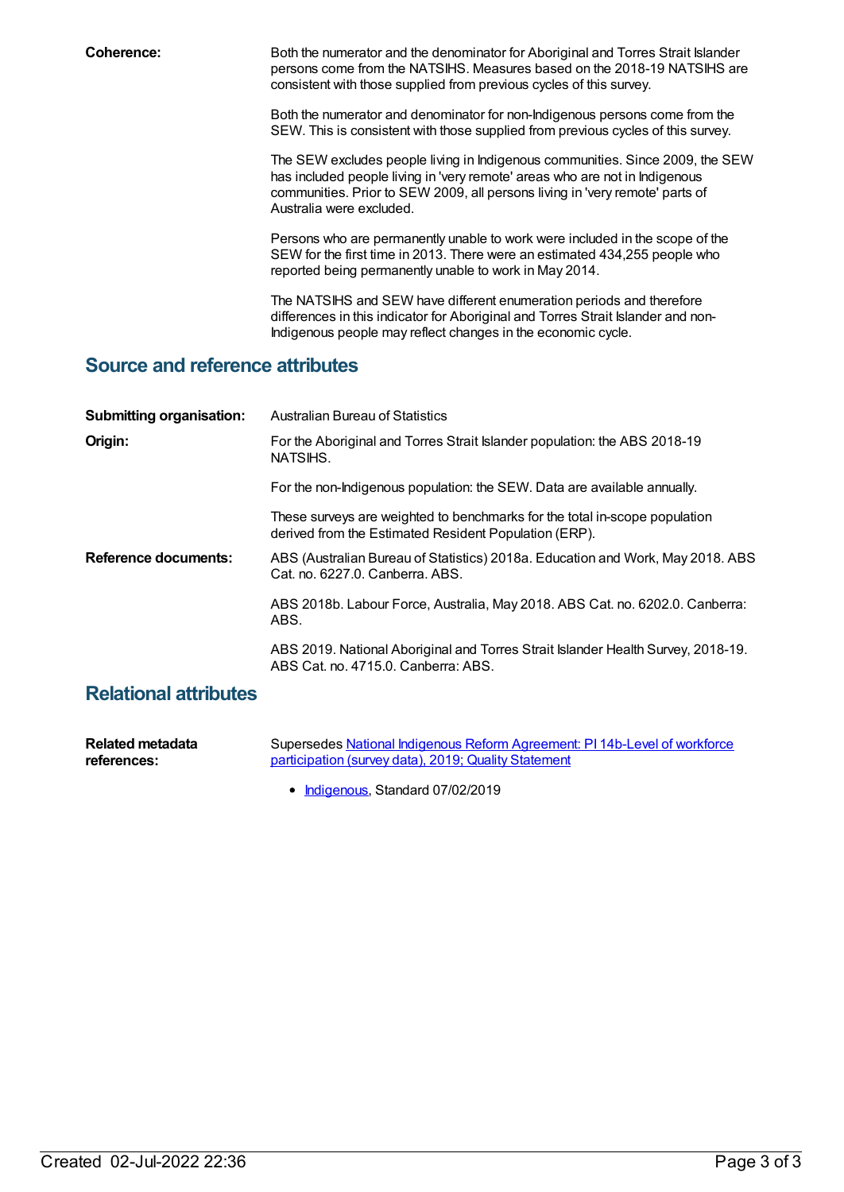**Coherence:** Both the numerator and the denominator for Aboriginal and Torres Strait Islander persons come from the NATSIHS. Measures based on the 2018-19 NATSIHS are consistent with those supplied from previous cycles of this survey.

Both the numerator and denominator for non-Indigenous persons come from the SEW. This is consistent with those supplied from previous cycles of this survey.

The SEW excludes people living in Indigenous communities. Since 2009, the SEW has included people living in 'very remote' areas who are not in Indigenous communities. Prior to SEW 2009, all persons living in 'very remote' parts of Australia were excluded.

Persons who are permanently unable to work were included in the scope of the SEW for the first time in 2013. There were an estimated 434,255 people who reported being permanently unable to work in May 2014.

The NATSIHS and SEW have different enumeration periods and therefore differences in this indicator for Aboriginal and Torres Strait Islander and non-Indigenous people may reflect changes in the economic cycle.

## Source and reference attributes

**Submitting organisation:** Australian Bureau of Statistics

**Origin:** For the Aboriginal and Torres Strait Islander population: the ABS 2018-19 NATSIHS.

For the non-Indigenous population: the SEW. Data are available annually.

These surveys are weighted to benchmarks for the total in-scope population derived from the Estimated Resident Population (ERP).

**Reference documents:** ABS (Australian Bureau of Statistics) 2018a. Education and Work, May 2018. ABS Cat. no. 6227.0. Canberra. ABS.

ABS 2018b. Labour Force, Australia, May 2018. ABS Cat. no. 6202.0. Canberra: ABS.

ABS 2019. National Aboriginal and Torres Strait Islander Health Survey, 2018-19. ABS Cat. no. 4715.0. Canberra: ABS.

## Relational attributes

**Related metadata references:** Supersedes National Indigenous Reform Agreement: PI 14b-Level of workforce participation (survey data), 2019; Quality Statement

- Indigenous, Standard 07/02/2019